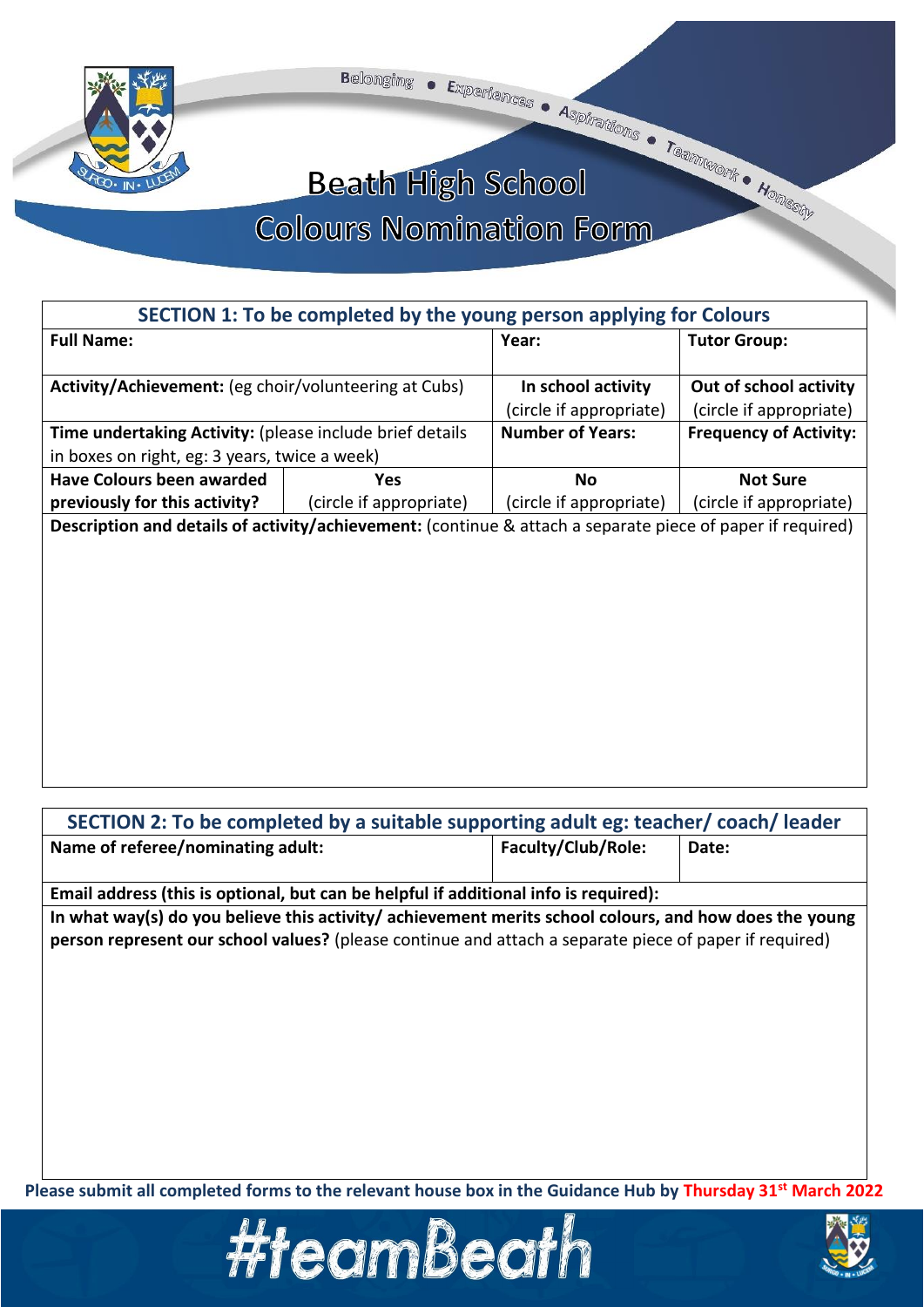Belonging • Experiences • Aspirations • Teamwork • Honesty

# Beath High School
## Colours Nomination Form

| SECTION 1: To be completed by the young person applying for Colours | | | |
|---|---|---|---|
| **Full Name:** | | **Year:** | **Tutor Group:** |
| **Activity/Achievement:** (eg choir/volunteering at Cubs) | | **In school activity** (circle if appropriate) | **Out of school activity** (circle if appropriate) |
| **Time undertaking Activity:** (please include brief details in boxes on right, eg: 3 years, twice a week) | | **Number of Years:** | **Frequency of Activity:** |
| **Have Colours been awarded previously for this activity?** | **Yes** (circle if appropriate) | **No** (circle if appropriate) | **Not Sure** (circle if appropriate) |
| **Description and details of activity/achievement:** (continue & attach a separate piece of paper if required) | | | |

| SECTION 2: To be completed by a suitable supporting adult eg: teacher/ coach/ leader | | |
|---|---|---|
| **Name of referee/nominating adult:** | **Faculty/Club/Role:** | **Date:** |
| **Email address (this is optional, but can be helpful if additional info is required):** | | |
| **In what way(s) do you believe this activity/ achievement merits school colours, and how does the young person represent our school values?** (please continue and attach a separate piece of paper if required) | | |

**Please submit all completed forms to the relevant house box in the Guidance Hub by Thursday 31st March 2022**

#teamBeath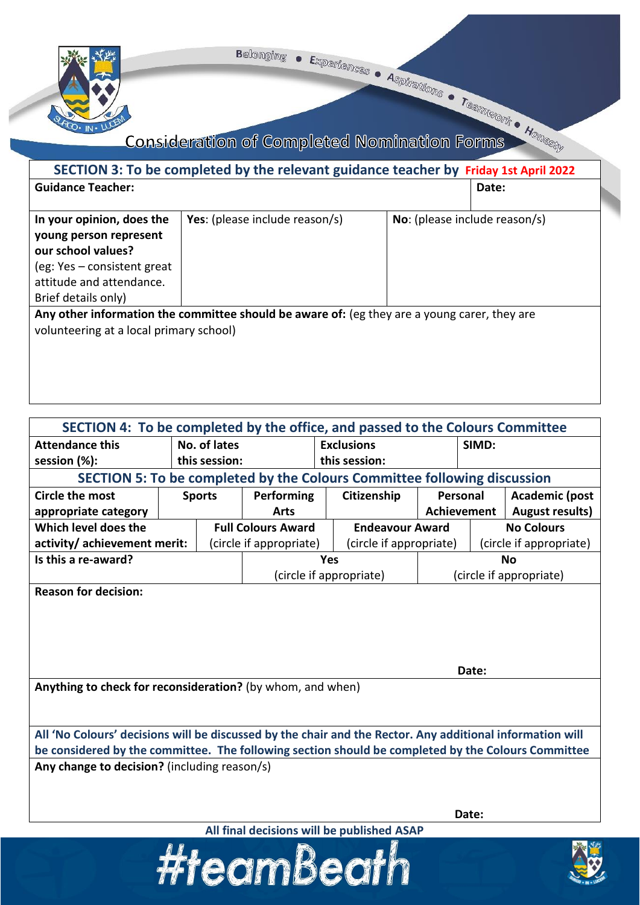Belonging • Experiences • Aspirations • Teamwork • Honesty

# Consideration of Completed Nomination Forms

## SECTION 3: To be completed by the relevant guidance teacher by Friday 1st April 2022

| | | |
|---|---|---|
| **Guidance Teacher:** | | **Date:** |
| **In your opinion, does the young person represent our school values?** (eg: Yes – consistent great attitude and attendance. Brief details only) | **Yes**: (please include reason/s) | **No**: (please include reason/s) |

**Any other information the committee should be aware of:** (eg they are a young carer, they are volunteering at a local primary school)

## SECTION 4: To be completed by the office, and passed to the Colours Committee

| | | | |
|---|---|---|---|
| **Attendance this session (%):** | **No. of lates this session:** | **Exclusions this session:** | **SIMD:** |

## SECTION 5: To be completed by the Colours Committee following discussion

| | | | | | |
|---|---|---|---|---|---|
| **Circle the most appropriate category** | **Sports** | **Performing Arts** | **Citizenship** | **Personal Achievement** | **Academic (post August results)** |

| | | | |
|---|---|---|---|
| **Which level does the activity/ achievement merit:** | **Full Colours Award** (circle if appropriate) | **Endeavour Award** (circle if appropriate) | **No Colours** (circle if appropriate) |
| **Is this a re-award?** | **Yes** (circle if appropriate) | **No** (circle if appropriate) | |

**Reason for decision:**

**Date:**

**Anything to check for reconsideration?** (by whom, and when)

**All 'No Colours' decisions will be discussed by the chair and the Rector. Any additional information will be considered by the committee. The following section should be completed by the Colours Committee**

**Any change to decision?** (including reason/s)

**Date:**

**All final decisions will be published ASAP**

#teamBeath